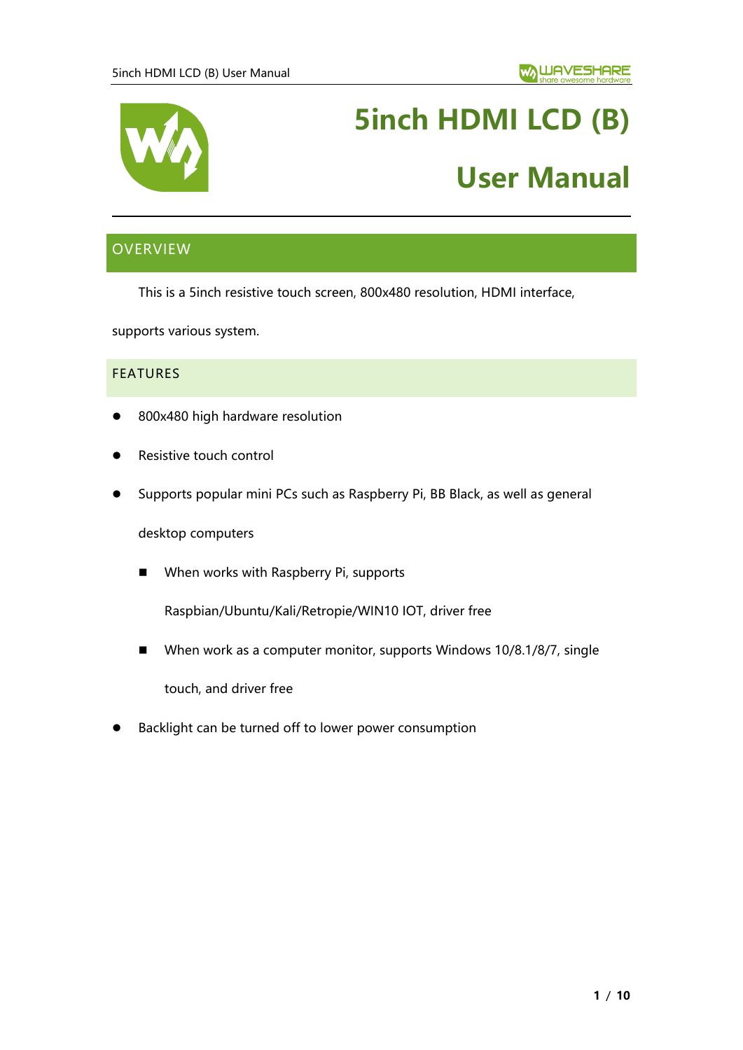# 5inch HDMI LCD (B)

# User Manual

## OVERVIEW

This is a 5inch resistive touch screen, 800x480 resolution, HDMI interface, supports various system.

## FEATURES

- 800x480 high hardware resolution
- Resistive touch control
- Supports popular mini PCs such as Raspberry Pi, BB Black, as well as general desktop computers
  - When works with Raspberry Pi, supports Raspbian/Ubuntu/Kali/Retropie/WIN10 IOT, driver free
  - When work as a computer monitor, supports Windows 10/8.1/8/7, single touch, and driver free
- Backlight can be turned off to lower power consumption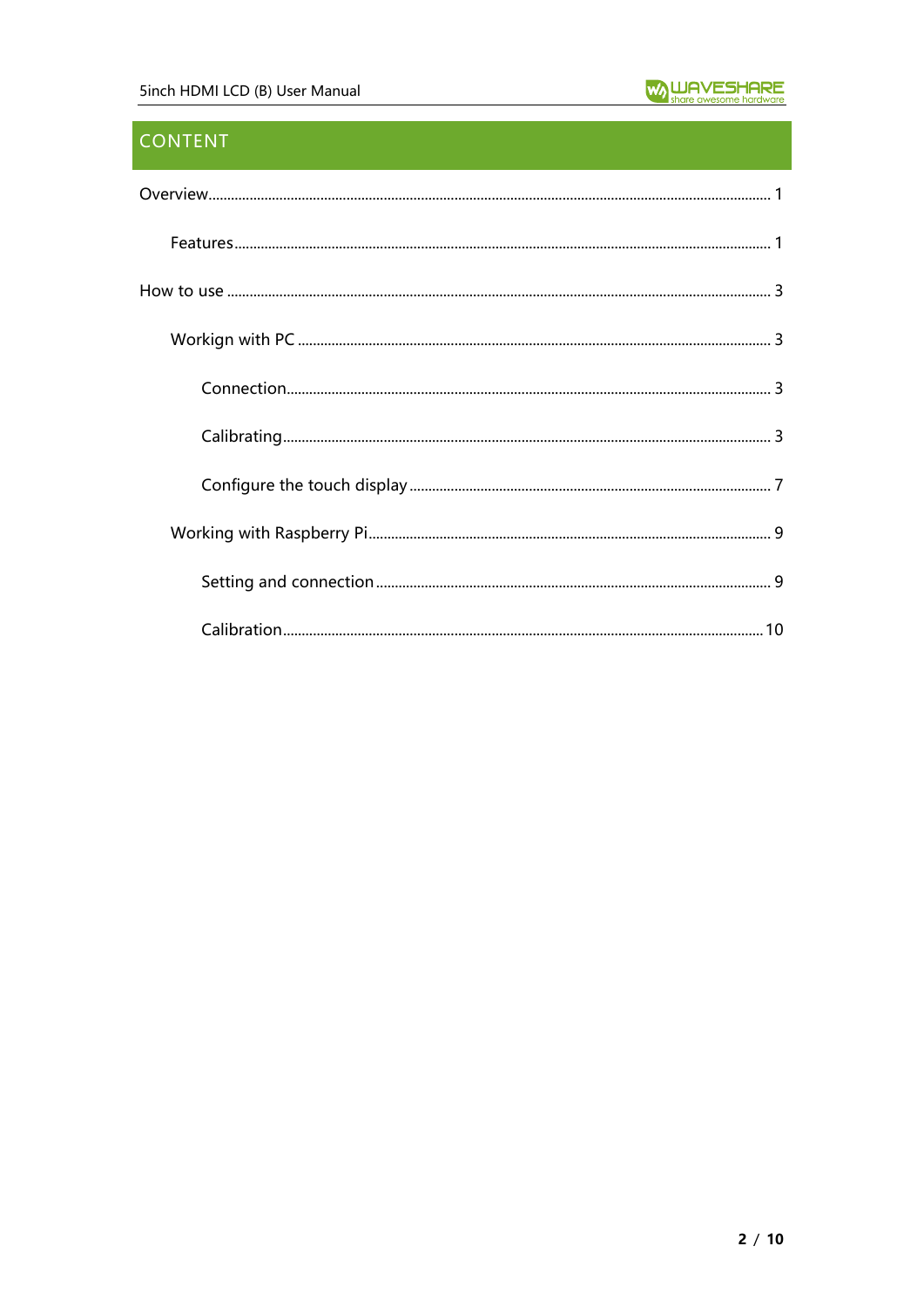# CONTENT

Overview........................................................................................................................ 1

  Features.................................................................................................................. 1

How to use .................................................................................................................. 3

  Workign with PC ..................................................................................................... 3

    Connection........................................................................................................ 3

    Calibrating......................................................................................................... 3

    Configure the touch display ................................................................................ 7

  Working with Raspberry Pi...................................................................................... 9

    Setting and connection ...................................................................................... 9

    Calibration....................................................................................................... 10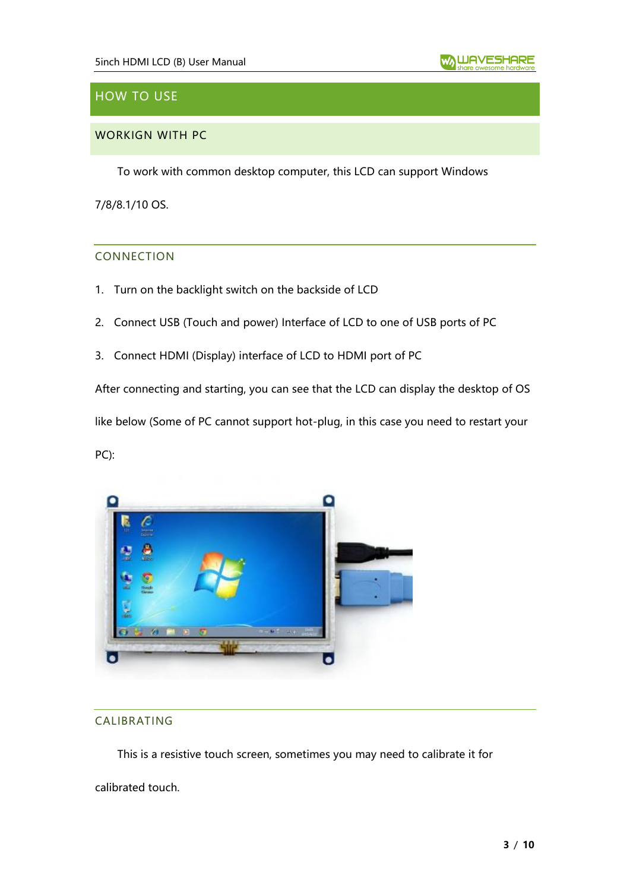# HOW TO USE

## WORKIGN WITH PC

To work with common desktop computer, this LCD can support Windows 7/8/8.1/10 OS.

### CONNECTION

1. Turn on the backlight switch on the backside of LCD
2. Connect USB (Touch and power) Interface of LCD to one of USB ports of PC
3. Connect HDMI (Display) interface of LCD to HDMI port of PC

After connecting and starting, you can see that the LCD can display the desktop of OS like below (Some of PC cannot support hot-plug, in this case you need to restart your PC):

### CALIBRATING

This is a resistive touch screen, sometimes you may need to calibrate it for calibrated touch.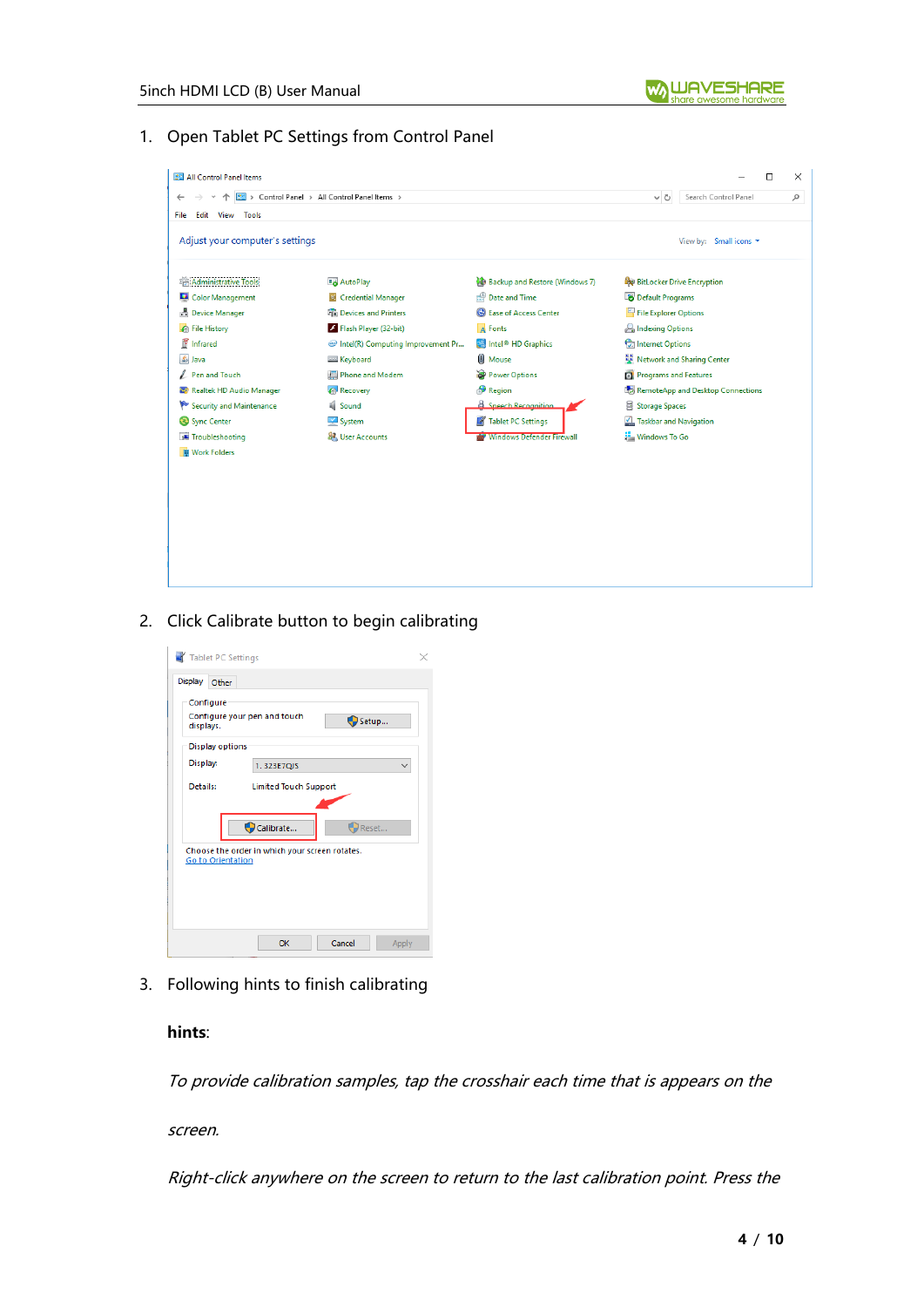1. Open Tablet PC Settings from Control Panel

2. Click Calibrate button to begin calibrating

3. Following hints to finish calibrating

**hints**:

*To provide calibration samples, tap the crosshair each time that is appears on the screen.*

*Right-click anywhere on the screen to return to the last calibration point. Press the*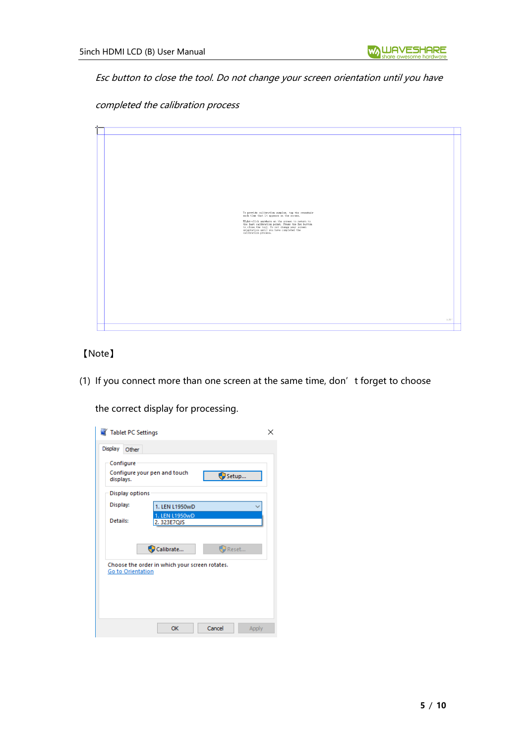*Esc button to close the tool. Do not change your screen orientation until you have completed the calibration process*

【Note】

(1) If you connect more than one screen at the same time, don't forget to choose the correct display for processing.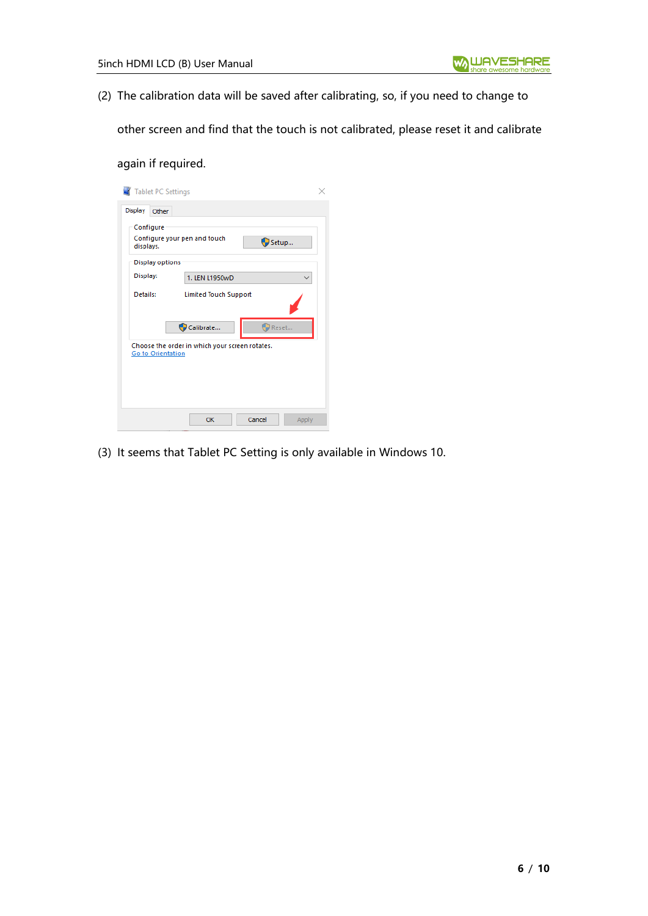(2) The calibration data will be saved after calibrating, so, if you need to change to other screen and find that the touch is not calibrated, please reset it and calibrate again if required.

(3) It seems that Tablet PC Setting is only available in Windows 10.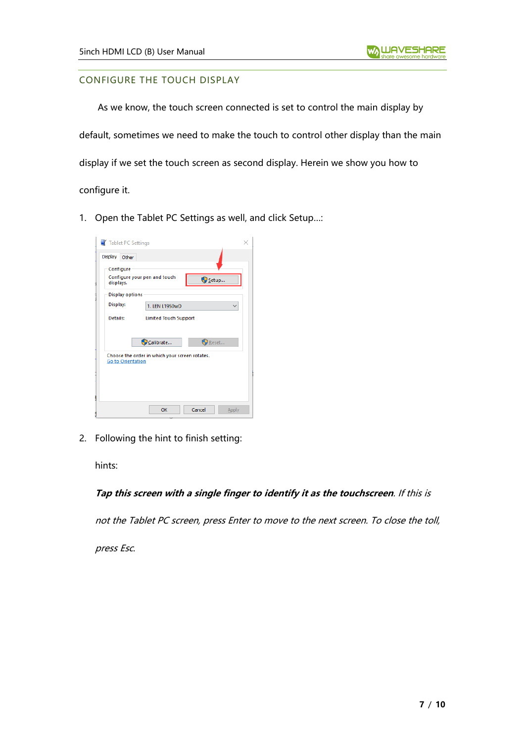## CONFIGURE THE TOUCH DISPLAY

As we know, the touch screen connected is set to control the main display by default, sometimes we need to make the touch to control other display than the main display if we set the touch screen as second display. Herein we show you how to configure it.

1. Open the Tablet PC Settings as well, and click Setup...:

2. Following the hint to finish setting:

   hints:

   ***Tap this screen with a single finger to identify it as the touchscreen**. If this is not the Tablet PC screen, press Enter to move to the next screen. To close the toll, press Esc.*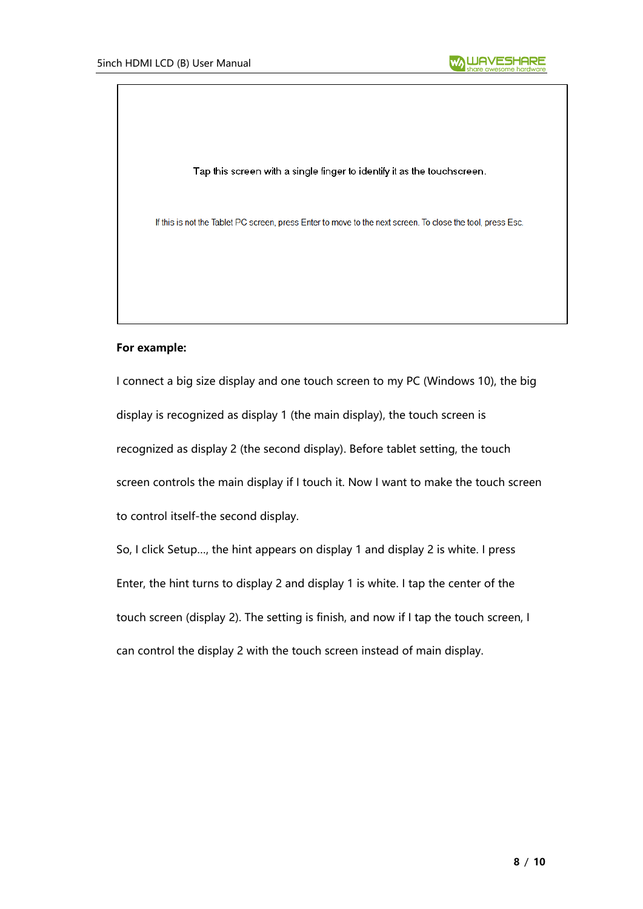Tap this screen with a single finger to identify it as the touchscreen.

If this is not the Tablet PC screen, press Enter to move to the next screen. To close the tool, press Esc.

**For example:**

I connect a big size display and one touch screen to my PC (Windows 10), the big display is recognized as display 1 (the main display), the touch screen is recognized as display 2 (the second display). Before tablet setting, the touch screen controls the main display if I touch it. Now I want to make the touch screen to control itself-the second display.

So, I click Setup..., the hint appears on display 1 and display 2 is white. I press Enter, the hint turns to display 2 and display 1 is white. I tap the center of the touch screen (display 2). The setting is finish, and now if I tap the touch screen, I can control the display 2 with the touch screen instead of main display.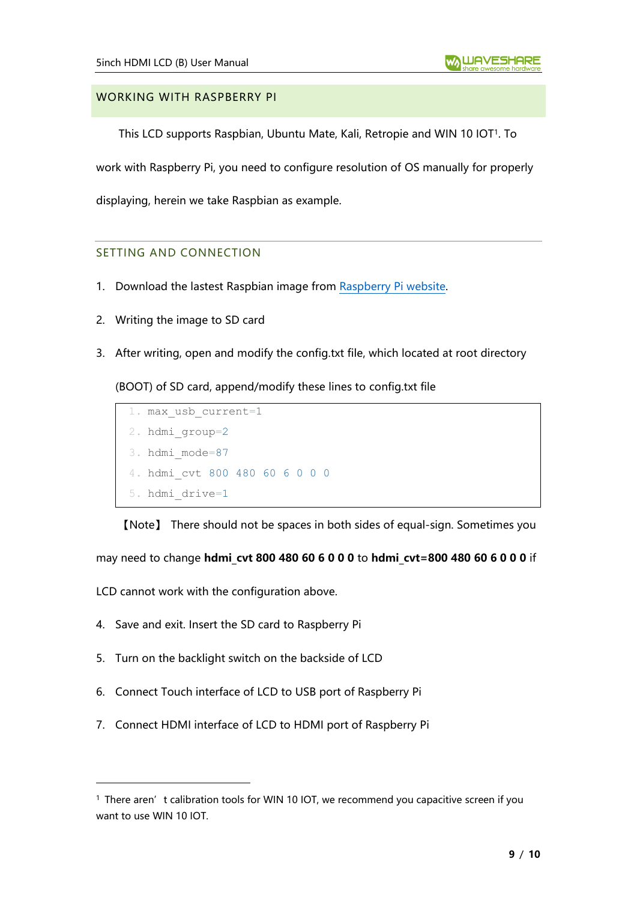## WORKING WITH RASPBERRY PI

This LCD supports Raspbian, Ubuntu Mate, Kali, Retropie and WIN 10 IOT[1]. To work with Raspberry Pi, you need to configure resolution of OS manually for properly displaying, herein we take Raspbian as example.

### SETTING AND CONNECTION

1. Download the lastest Raspbian image from Raspberry Pi website.
2. Writing the image to SD card
3. After writing, open and modify the config.txt file, which located at root directory (BOOT) of SD card, append/modify these lines to config.txt file

```
max_usb_current=1
hdmi_group=2
hdmi_mode=87
hdmi_cvt 800 480 60 6 0 0 0
hdmi_drive=1
```

【Note】 There should not be spaces in both sides of equal-sign. Sometimes you may need to change **hdmi_cvt 800 480 60 6 0 0 0** to **hdmi_cvt=800 480 60 6 0 0 0** if LCD cannot work with the configuration above.

4. Save and exit. Insert the SD card to Raspberry Pi
5. Turn on the backlight switch on the backside of LCD
6. Connect Touch interface of LCD to USB port of Raspberry Pi
7. Connect HDMI interface of LCD to HDMI port of Raspberry Pi

---

[1] There aren't calibration tools for WIN 10 IOT, we recommend you capacitive screen if you want to use WIN 10 IOT.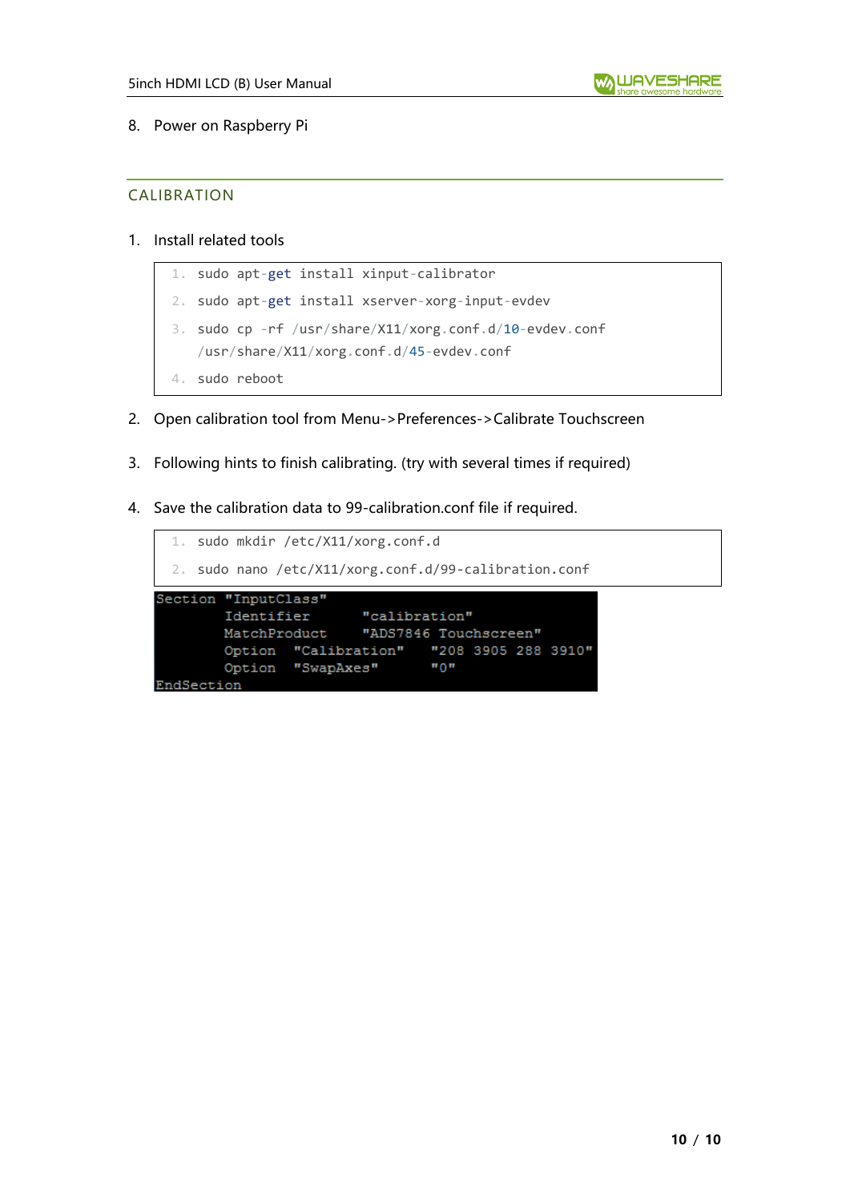8. Power on Raspberry Pi

## CALIBRATION

1. Install related tools

```
sudo apt-get install xinput-calibrator
sudo apt-get install xserver-xorg-input-evdev
sudo cp -rf /usr/share/X11/xorg.conf.d/10-evdev.conf /usr/share/X11/xorg.conf.d/45-evdev.conf
sudo reboot
```

2. Open calibration tool from Menu->Preferences->Calibrate Touchscreen

3. Following hints to finish calibrating. (try with several times if required)

4. Save the calibration data to 99-calibration.conf file if required.

```
sudo mkdir /etc/X11/xorg.conf.d
sudo nano /etc/X11/xorg.conf.d/99-calibration.conf
```

```
Section "InputClass"
        Identifier      "calibration"
        MatchProduct    "ADS7846 Touchscreen"
        Option  "Calibration"   "208 3905 288 3910"
        Option  "SwapAxes"      "0"
EndSection
```